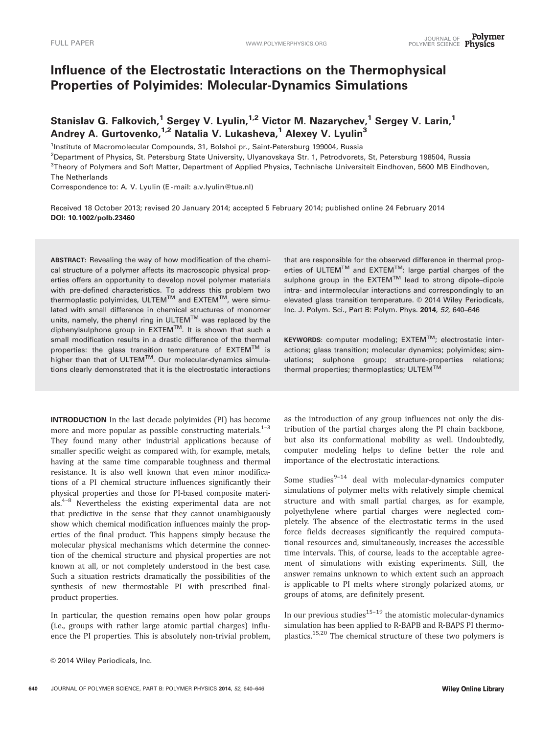# Influence of the Electrostatic Interactions on the Thermophysical Properties of Polyimides: Molecular-Dynamics Simulations

**Stanislav G. Falkovich,[1] Sergey V. Lyulin,[1,2] Victor M. Nazarychev,[1] Sergey V. Larin,[1] Andrey A. Gurtovenko,[1,2] Natalia V. Lukasheva,[1] Alexey V. Lyulin[3]**

[1]Institute of Macromolecular Compounds, 31, Bolshoi pr., Saint-Petersburg 199004, Russia
[2]Department of Physics, St. Petersburg State University, Ulyanovskaya Str. 1, Petrodvorets, St, Petersburg 198504, Russia
[3]Theory of Polymers and Soft Matter, Department of Applied Physics, Technische Universiteit Eindhoven, 5600 MB Eindhoven, The Netherlands
Correspondence to: A. V. Lyulin (E-mail: a.v.lyulin@tue.nl)

Received 18 October 2013; revised 20 January 2014; accepted 5 February 2014; published online 24 February 2014
**DOI: 10.1002/polb.23460**

**ABSTRACT**: Revealing the way of how modification of the chemical structure of a polymer affects its macroscopic physical properties offers an opportunity to develop novel polymer materials with pre-defined characteristics. To address this problem two thermoplastic polyimides, ULTEM™ and EXTEM™, were simulated with small difference in chemical structures of monomer units, namely, the phenyl ring in ULTEM™ was replaced by the diphenylsulphone group in EXTEM™. It is shown that such a small modification results in a drastic difference of the thermal properties: the glass transition temperature of EXTEM™ is higher than that of ULTEM™. Our molecular-dynamics simulations clearly demonstrated that it is the electrostatic interactions that are responsible for the observed difference in thermal properties of ULTEM™ and EXTEM™: large partial charges of the sulphone group in the EXTEM™ lead to strong dipole–dipole intra- and intermolecular interactions and correspondingly to an elevated glass transition temperature. © 2014 Wiley Periodicals, Inc. J. Polym. Sci., Part B: Polym. Phys. **2014**, *52*, 640–646

**KEYWORDS**: computer modeling; EXTEM™; electrostatic interactions; glass transition; molecular dynamics; polyimides; simulations; sulphone group; structure-properties relations; thermal properties; thermoplastics; ULTEM™

**INTRODUCTION** In the last decade polyimides (PI) has become more and more popular as possible constructing materials.[1–3] They found many other industrial applications because of smaller specific weight as compared with, for example, metals, having at the same time comparable toughness and thermal resistance. It is also well known that even minor modifications of a PI chemical structure influences significantly their physical properties and those for PI-based composite materials.[4–8] Nevertheless the existing experimental data are not that predictive in the sense that they cannot unambiguously show which chemical modification influences mainly the properties of the final product. This happens simply because the molecular physical mechanisms which determine the connection of the chemical structure and physical properties are not known at all, or not completely understood in the best case. Such a situation restricts dramatically the possibilities of the synthesis of new thermostable PI with prescribed final-product properties.

In particular, the question remains open how polar groups (i.e., groups with rather large atomic partial charges) influence the PI properties. This is absolutely non-trivial problem, as the introduction of any group influences not only the distribution of the partial charges along the PI chain backbone, but also its conformational mobility as well. Undoubtedly, computer modeling helps to define better the role and importance of the electrostatic interactions.

Some studies[9–14] deal with molecular-dynamics computer simulations of polymer melts with relatively simple chemical structure and with small partial charges, as for example, polyethylene where partial charges were neglected completely. The absence of the electrostatic terms in the used force fields decreases significantly the required computational resources and, simultaneously, increases the accessible time intervals. This, of course, leads to the acceptable agreement of simulations with existing experiments. Still, the answer remains unknown to which extent such an approach is applicable to PI melts where strongly polarized atoms, or groups of atoms, are definitely present.

In our previous studies[15–19] the atomistic molecular-dynamics simulation has been applied to R-BAPB and R-BAPS PI thermoplastics.[15,20] The chemical structure of these two polymers is

© 2014 Wiley Periodicals, Inc.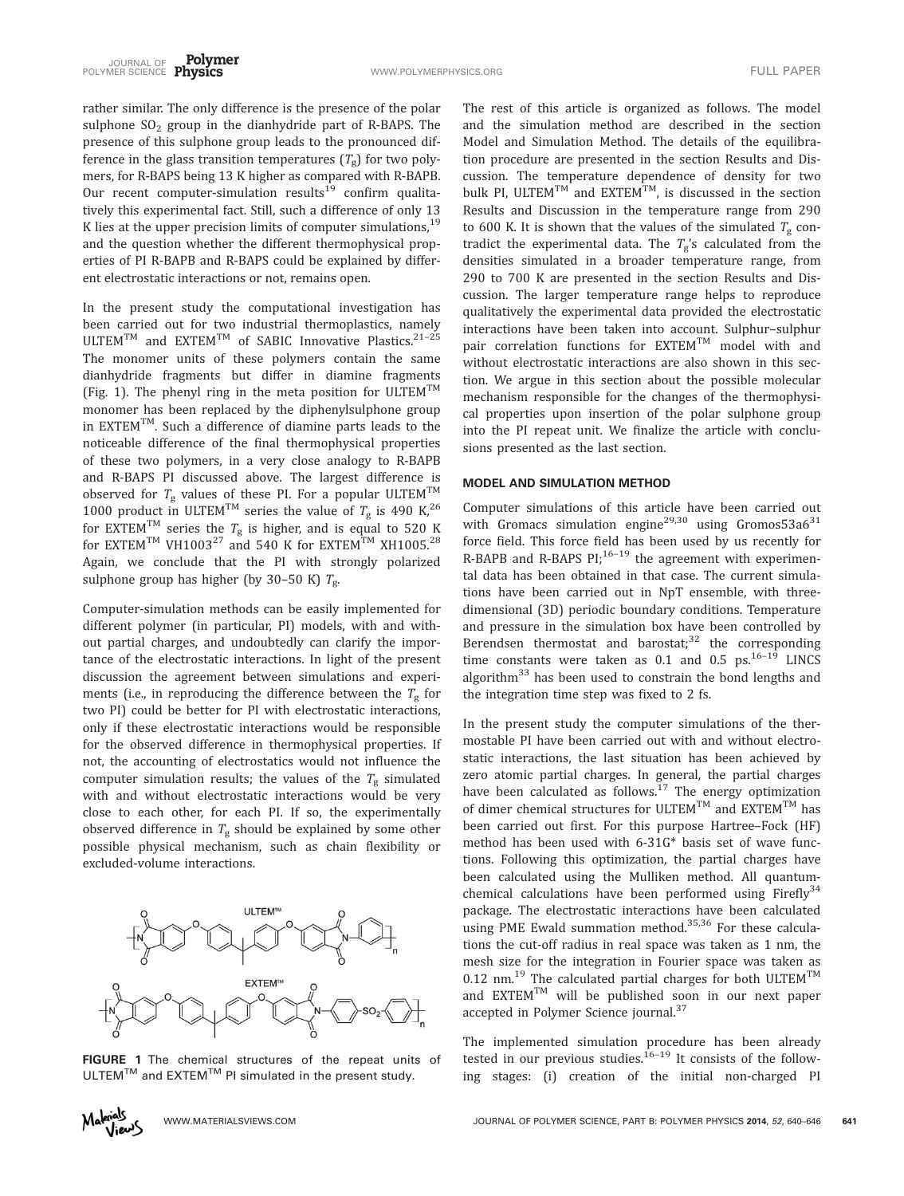rather similar. The only difference is the presence of the polar sulphone $SO_2$ group in the dianhydride part of R-BAPS. The presence of this sulphone group leads to the pronounced difference in the glass transition temperatures ($T_g$) for two polymers, for R-BAPS being 13 K higher as compared with R-BAPB. Our recent computer-simulation results[19] confirm qualitatively this experimental fact. Still, such a difference of only 13 K lies at the upper precision limits of computer simulations,[19] and the question whether the different thermophysical properties of PI R-BAPB and R-BAPS could be explained by different electrostatic interactions or not, remains open.

In the present study the computational investigation has been carried out for two industrial thermoplastics, namely ULTEM™ and EXTEM™ of SABIC Innovative Plastics.[21–25] The monomer units of these polymers contain the same dianhydride fragments but differ in diamine fragments (Fig. 1). The phenyl ring in the meta position for ULTEM™ monomer has been replaced by the diphenylsulphone group in EXTEM™. Such a difference of diamine parts leads to the noticeable difference of the final thermophysical properties of these two polymers, in a very close analogy to R-BAPB and R-BAPS PI discussed above. The largest difference is observed for $T_g$ values of these PI. For a popular ULTEM™ 1000 product in ULTEM™ series the value of $T_g$ is 490 K,[26] for EXTEM™ series the $T_g$ is higher, and is equal to 520 K for EXTEM™ VH1003[27] and 540 K for EXTEM™ XH1005.[28] Again, we conclude that the PI with strongly polarized sulphone group has higher (by 30–50 K) $T_g$.

Computer-simulation methods can be easily implemented for different polymer (in particular, PI) models, with and without partial charges, and undoubtedly can clarify the importance of the electrostatic interactions. In light of the present discussion the agreement between simulations and experiments (i.e., in reproducing the difference between the $T_g$ for two PI) could be better for PI with electrostatic interactions, only if these electrostatic interactions would be responsible for the observed difference in thermophysical properties. If not, the accounting of electrostatics would not influence the computer simulation results; the values of the $T_g$ simulated with and without electrostatic interactions would be very close to each other, for each PI. If so, the experimentally observed difference in $T_g$ should be explained by some other possible physical mechanism, such as chain flexibility or excluded-volume interactions.

**FIGURE 1** The chemical structures of the repeat units of ULTEM™ and EXTEM™ PI simulated in the present study.

The rest of this article is organized as follows. The model and the simulation method are described in the section Model and Simulation Method. The details of the equilibration procedure are presented in the section Results and Discussion. The temperature dependence of density for two bulk PI, ULTEM™ and EXTEM™, is discussed in the section Results and Discussion in the temperature range from 290 to 600 K. It is shown that the values of the simulated $T_g$ contradict the experimental data. The $T_g$'s calculated from the densities simulated in a broader temperature range, from 290 to 700 K are presented in the section Results and Discussion. The larger temperature range helps to reproduce qualitatively the experimental data provided the electrostatic interactions have been taken into account. Sulphur–sulphur pair correlation functions for EXTEM™ model with and without electrostatic interactions are also shown in this section. We argue in this section about the possible molecular mechanism responsible for the changes of the thermophysical properties upon insertion of the polar sulphone group into the PI repeat unit. We finalize the article with conclusions presented as the last section.

## MODEL AND SIMULATION METHOD

Computer simulations of this article have been carried out with Gromacs simulation engine[29,30] using Gromos53a6[31] force field. This force field has been used by us recently for R-BAPB and R-BAPS PI;[16–19] the agreement with experimental data has been obtained in that case. The current simulations have been carried out in NpT ensemble, with three-dimensional (3D) periodic boundary conditions. Temperature and pressure in the simulation box have been controlled by Berendsen thermostat and barostat;[32] the corresponding time constants were taken as 0.1 and 0.5 ps.[16–19] LINCS algorithm[33] has been used to constrain the bond lengths and the integration time step was fixed to 2 fs.

In the present study the computer simulations of the thermostable PI have been carried out with and without electrostatic interactions, the last situation has been achieved by zero atomic partial charges. In general, the partial charges have been calculated as follows.[17] The energy optimization of dimer chemical structures for ULTEM™ and EXTEM™ has been carried out first. For this purpose Hartree–Fock (HF) method has been used with 6-31G* basis set of wave functions. Following this optimization, the partial charges have been calculated using the Mulliken method. All quantum-chemical calculations have been performed using Firefly[34] package. The electrostatic interactions have been calculated using PME Ewald summation method.[35,36] For these calculations the cut-off radius in real space was taken as 1 nm, the mesh size for the integration in Fourier space was taken as 0.12 nm.[19] The calculated partial charges for both ULTEM™ and EXTEM™ will be published soon in our next paper accepted in Polymer Science journal.[37]

The implemented simulation procedure has been already tested in our previous studies.[16–19] It consists of the following stages: (i) creation of the initial non-charged PI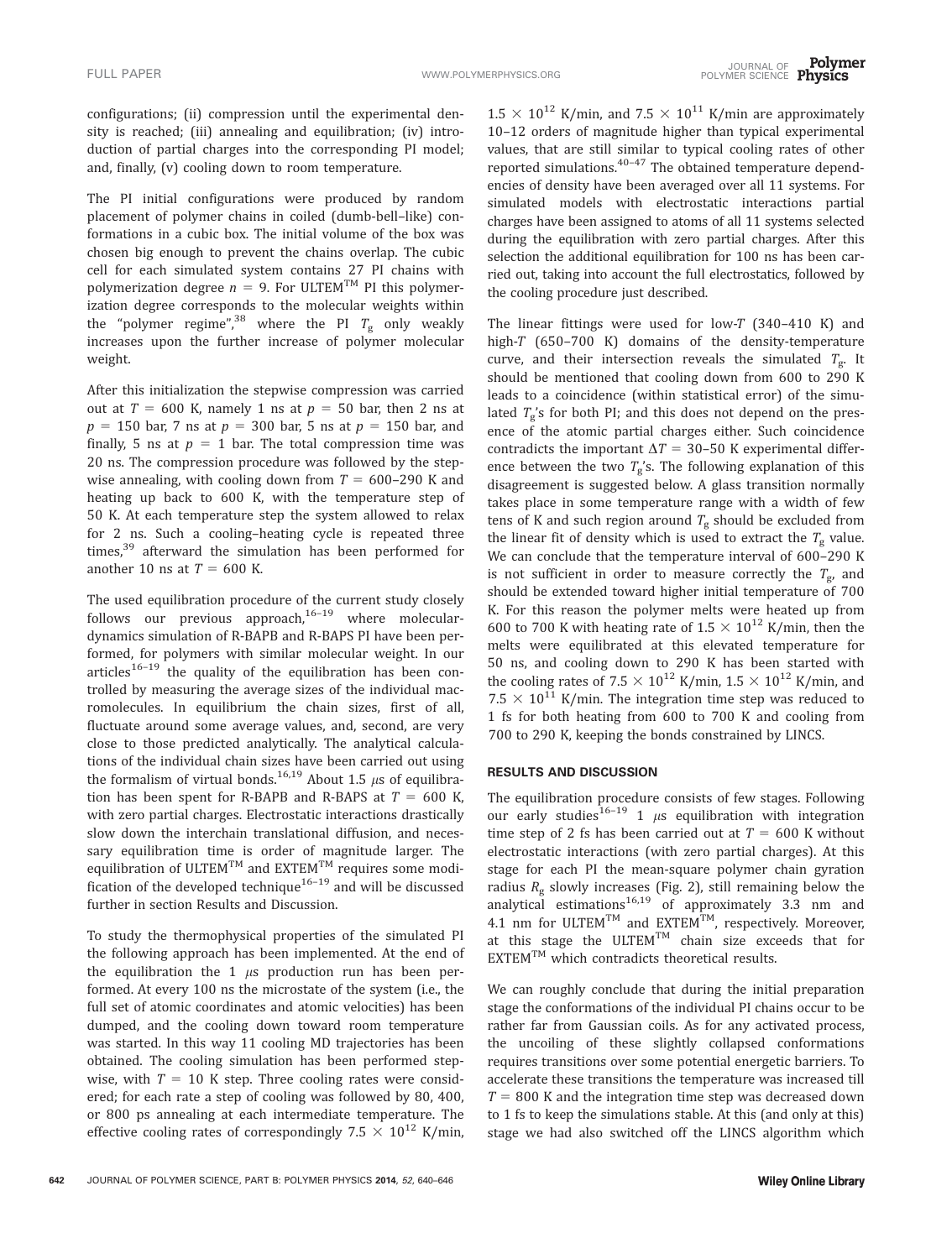configurations; (ii) compression until the experimental density is reached; (iii) annealing and equilibration; (iv) introduction of partial charges into the corresponding PI model; and, finally, (v) cooling down to room temperature.

The PI initial configurations were produced by random placement of polymer chains in coiled (dumb-bell–like) conformations in a cubic box. The initial volume of the box was chosen big enough to prevent the chains overlap. The cubic cell for each simulated system contains 27 PI chains with polymerization degree $n = 9$. For ULTEM™ PI this polymerization degree corresponds to the molecular weights within the "polymer regime",[38] where the PI $T_g$ only weakly increases upon the further increase of polymer molecular weight.

After this initialization the stepwise compression was carried out at $T = 600$ K, namely 1 ns at $p = 50$ bar, then 2 ns at $p = 150$ bar, 7 ns at $p = 300$ bar, 5 ns at $p = 150$ bar, and finally, 5 ns at $p = 1$ bar. The total compression time was 20 ns. The compression procedure was followed by the stepwise annealing, with cooling down from $T = 600$–290 K and heating up back to 600 K, with the temperature step of 50 K. At each temperature step the system allowed to relax for 2 ns. Such a cooling–heating cycle is repeated three times,[39] afterward the simulation has been performed for another 10 ns at $T = 600$ K.

The used equilibration procedure of the current study closely follows our previous approach,[16–19] where molecular-dynamics simulation of R-BAPB and R-BAPS PI have been performed, for polymers with similar molecular weight. In our articles[16–19] the quality of the equilibration has been controlled by measuring the average sizes of the individual macromolecules. In equilibrium the chain sizes, first of all, fluctuate around some average values, and, second, are very close to those predicted analytically. The analytical calculations of the individual chain sizes have been carried out using the formalism of virtual bonds.[16,19] About 1.5 μs of equilibration has been spent for R-BAPB and R-BAPS at $T = 600$ K, with zero partial charges. Electrostatic interactions drastically slow down the interchain translational diffusion, and necessary equilibration time is order of magnitude larger. The equilibration of ULTEM™ and EXTEM™ requires some modification of the developed technique[16–19] and will be discussed further in section Results and Discussion.

To study the thermophysical properties of the simulated PI the following approach has been implemented. At the end of the equilibration the 1 μs production run has been performed. At every 100 ns the microstate of the system (i.e., the full set of atomic coordinates and atomic velocities) has been dumped, and the cooling down toward room temperature was started. In this way 11 cooling MD trajectories has been obtained. The cooling simulation has been performed stepwise, with $T = 10$ K step. Three cooling rates were considered; for each rate a step of cooling was followed by 80, 400, or 800 ps annealing at each intermediate temperature. The effective cooling rates of correspondingly $7.5 \times 10^{12}$ K/min, $1.5 \times 10^{12}$ K/min, and $7.5 \times 10^{11}$ K/min are approximately 10–12 orders of magnitude higher than typical experimental values, that are still similar to typical cooling rates of other reported simulations.[40–47] The obtained temperature dependencies of density have been averaged over all 11 systems. For simulated models with electrostatic interactions partial charges have been assigned to atoms of all 11 systems selected during the equilibration with zero partial charges. After this selection the additional equilibration for 100 ns has been carried out, taking into account the full electrostatics, followed by the cooling procedure just described.

The linear fittings were used for low-$T$ (340–410 K) and high-$T$ (650–700 K) domains of the density-temperature curve, and their intersection reveals the simulated $T_g$. It should be mentioned that cooling down from 600 to 290 K leads to a coincidence (within statistical error) of the simulated $T_g$'s for both PI; and this does not depend on the presence of the atomic partial charges either. Such coincidence contradicts the important $\Delta T = 30$–50 K experimental difference between the two $T_g$'s. The following explanation of this disagreement is suggested below. A glass transition normally takes place in some temperature range with a width of few tens of K and such region around $T_g$ should be excluded from the linear fit of density which is used to extract the $T_g$ value. We can conclude that the temperature interval of 600–290 K is not sufficient in order to measure correctly the $T_g$, and should be extended toward higher initial temperature of 700 K. For this reason the polymer melts were heated up from 600 to 700 K with heating rate of $1.5 \times 10^{12}$ K/min, then the melts were equilibrated at this elevated temperature for 50 ns, and cooling down to 290 K has been started with the cooling rates of $7.5 \times 10^{12}$ K/min, $1.5 \times 10^{12}$ K/min, and $7.5 \times 10^{11}$ K/min. The integration time step was reduced to 1 fs for both heating from 600 to 700 K and cooling from 700 to 290 K, keeping the bonds constrained by LINCS.

## RESULTS AND DISCUSSION

The equilibration procedure consists of few stages. Following our early studies[16–19] 1 μs equilibration with integration time step of 2 fs has been carried out at $T = 600$ K without electrostatic interactions (with zero partial charges). At this stage for each PI the mean-square polymer chain gyration radius $R_g$ slowly increases (Fig. 2), still remaining below the analytical estimations[16,19] of approximately 3.3 nm and 4.1 nm for ULTEM™ and EXTEM™, respectively. Moreover, at this stage the ULTEM™ chain size exceeds that for EXTEM™ which contradicts theoretical results.

We can roughly conclude that during the initial preparation stage the conformations of the individual PI chains occur to be rather far from Gaussian coils. As for any activated process, the uncoiling of these slightly collapsed conformations requires transitions over some potential energetic barriers. To accelerate these transitions the temperature was increased till $T = 800$ K and the integration time step was decreased down to 1 fs to keep the simulations stable. At this (and only at this) stage we had also switched off the LINCS algorithm which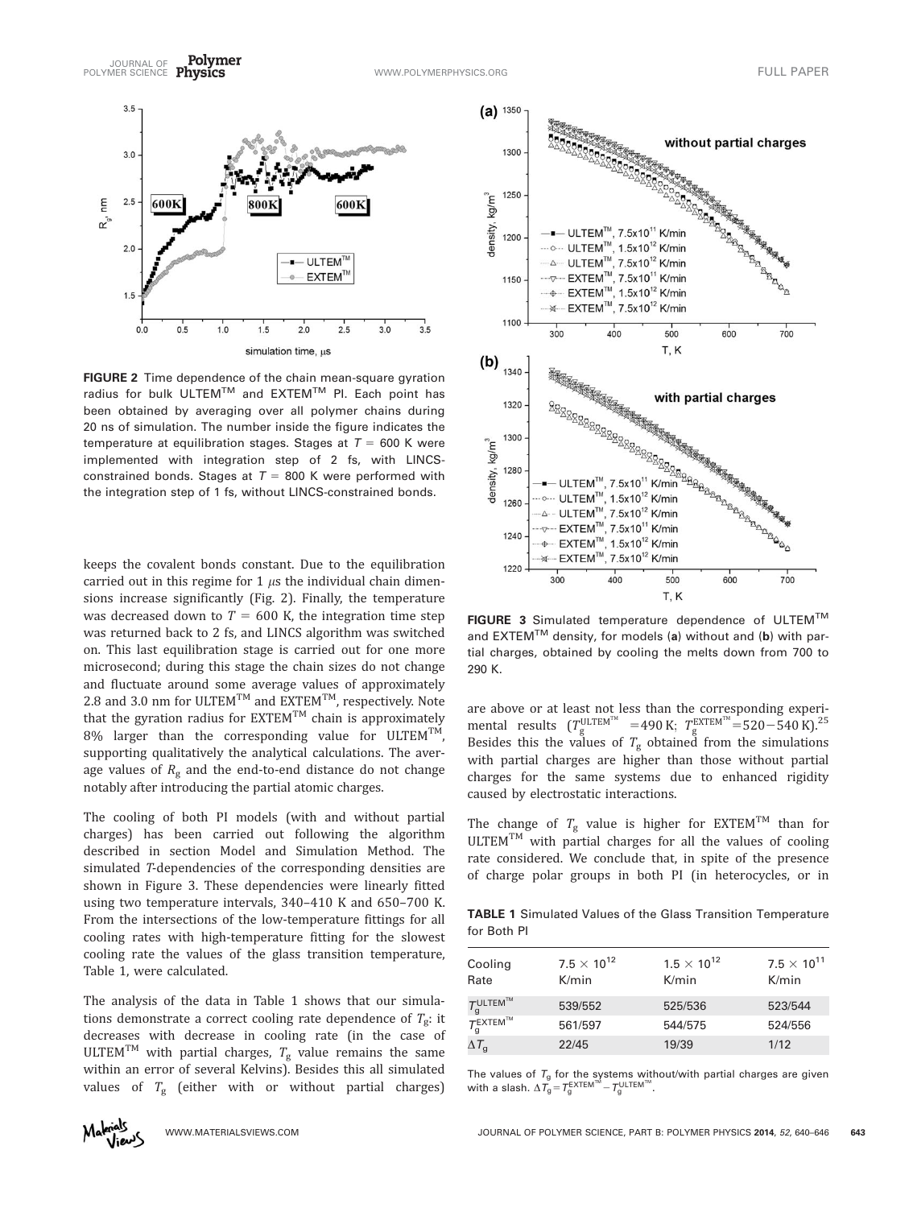FIGURE 2 Time dependence of the chain mean-square gyration radius for bulk ULTEM™ and EXTEM™ PI. Each point has been obtained by averaging over all polymer chains during 20 ns of simulation. The number inside the figure indicates the temperature at equilibration stages. Stages at $T$ = 600 K were implemented with integration step of 2 fs, with LINCS-constrained bonds. Stages at $T$ = 800 K were performed with the integration step of 1 fs, without LINCS-constrained bonds.

keeps the covalent bonds constant. Due to the equilibration carried out in this regime for 1 $\mu$s the individual chain dimensions increase significantly (Fig. 2). Finally, the temperature was decreased down to $T$ = 600 K, the integration time step was returned back to 2 fs, and LINCS algorithm was switched on. This last equilibration stage is carried out for one more microsecond; during this stage the chain sizes do not change and fluctuate around some average values of approximately 2.8 and 3.0 nm for ULTEM™ and EXTEM™, respectively. Note that the gyration radius for EXTEM™ chain is approximately 8% larger than the corresponding value for ULTEM™, supporting qualitatively the analytical calculations. The average values of $R_g$ and the end-to-end distance do not change notably after introducing the partial atomic charges.

The cooling of both PI models (with and without partial charges) has been carried out following the algorithm described in section Model and Simulation Method. The simulated $T$-dependencies of the corresponding densities are shown in Figure 3. These dependencies were linearly fitted using two temperature intervals, 340–410 K and 650–700 K. From the intersections of the low-temperature fittings for all cooling rates with high-temperature fitting for the slowest cooling rate the values of the glass transition temperature, Table 1, were calculated.

The analysis of the data in Table 1 shows that our simulations demonstrate a correct cooling rate dependence of $T_g$: it decreases with decrease in cooling rate (in the case of ULTEM™ with partial charges, $T_g$ value remains the same within an error of several Kelvins). Besides this all simulated values of $T_g$ (either with or without partial charges) are above or at least not less than the corresponding experimental results ($T_g^{ULTEM™}$ = 490 K; $T_g^{EXTEM™}$ = 520 − 540 K).[25] Besides this the values of $T_g$ obtained from the simulations with partial charges are higher than those without partial charges for the same systems due to enhanced rigidity caused by electrostatic interactions.

FIGURE 3 Simulated temperature dependence of ULTEM™ and EXTEM™ density, for models (**a**) without and (**b**) with partial charges, obtained by cooling the melts down from 700 to 290 K.

The change of $T_g$ value is higher for EXTEM™ than for ULTEM™ with partial charges for all the values of cooling rate considered. We conclude that, in spite of the presence of charge polar groups in both PI (in heterocycles, or in

**TABLE 1** Simulated Values of the Glass Transition Temperature for Both PI

| Cooling Rate | $7.5 \times 10^{12}$ K/min | $1.5 \times 10^{12}$ K/min | $7.5 \times 10^{11}$ K/min |
|---|---|---|---|
| $T_g^{ULTEM™}$ | 539/552 | 525/536 | 523/544 |
| $T_g^{EXTEM™}$ | 561/597 | 544/575 | 524/556 |
| $\Delta T_g$ | 22/45 | 19/39 | 1/12 |

The values of $T_g$ for the systems without/with partial charges are given with a slash. $\Delta T_g = T_g^{EXTEM™} - T_g^{ULTEM™}$.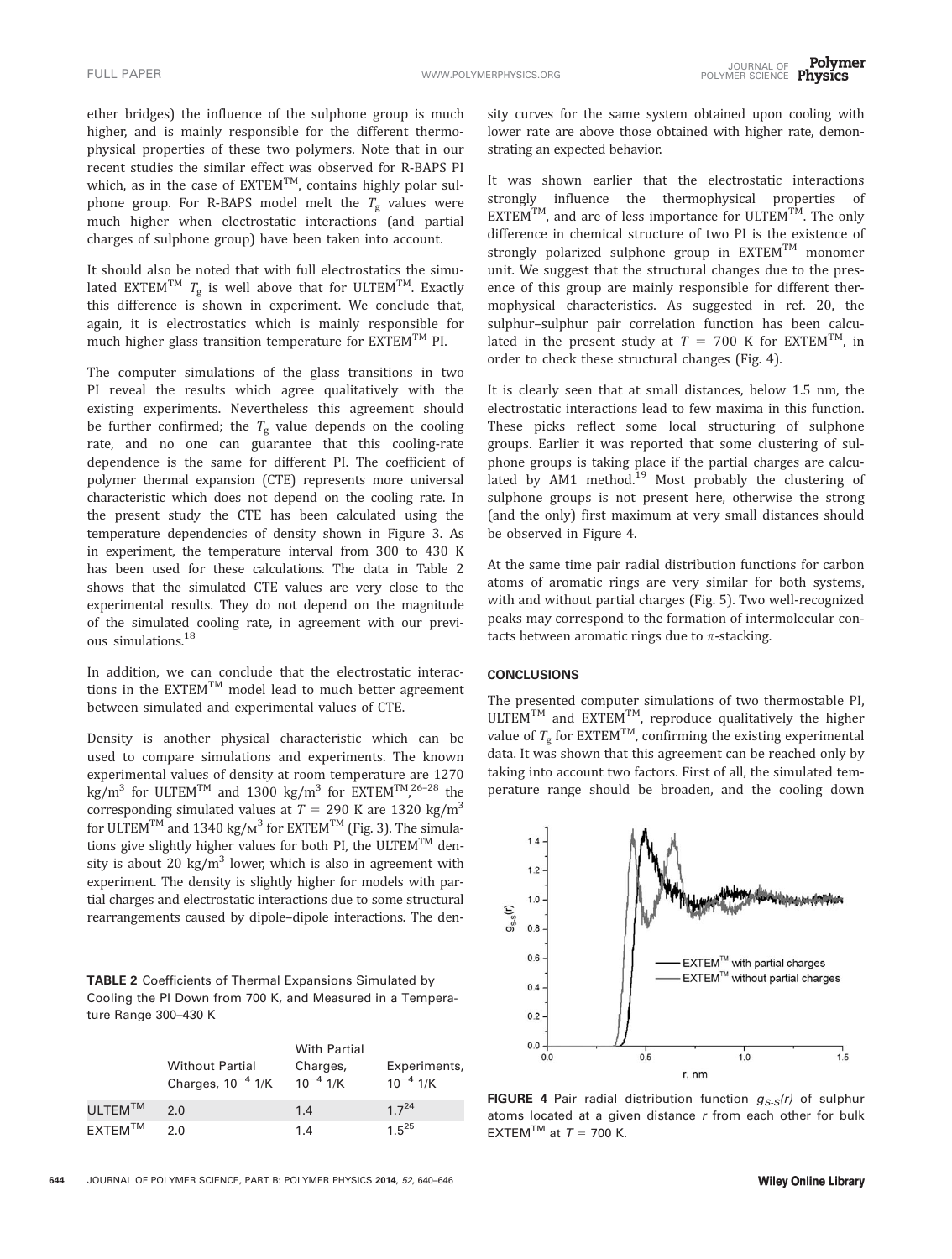ether bridges) the influence of the sulphone group is much higher, and is mainly responsible for the different thermophysical properties of these two polymers. Note that in our recent studies the similar effect was observed for R-BAPS PI which, as in the case of EXTEM™, contains highly polar sulphone group. For R-BAPS model melt the $T_g$ values were much higher when electrostatic interactions (and partial charges of sulphone group) have been taken into account.

It should also be noted that with full electrostatics the simulated EXTEM™ $T_g$ is well above that for ULTEM™. Exactly this difference is shown in experiment. We conclude that, again, it is electrostatics which is mainly responsible for much higher glass transition temperature for EXTEM™ PI.

The computer simulations of the glass transitions in two PI reveal the results which agree qualitatively with the existing experiments. Nevertheless this agreement should be further confirmed; the $T_g$ value depends on the cooling rate, and no one can guarantee that this cooling-rate dependence is the same for different PI. The coefficient of polymer thermal expansion (CTE) represents more universal characteristic which does not depend on the cooling rate. In the present study the CTE has been calculated using the temperature dependencies of density shown in Figure 3. As in experiment, the temperature interval from 300 to 430 K has been used for these calculations. The data in Table 2 shows that the simulated CTE values are very close to the experimental results. They do not depend on the magnitude of the simulated cooling rate, in agreement with our previous simulations.[18]

In addition, we can conclude that the electrostatic interactions in the EXTEM™ model lead to much better agreement between simulated and experimental values of CTE.

Density is another physical characteristic which can be used to compare simulations and experiments. The known experimental values of density at room temperature are 1270 $kg/m^3$ for ULTEM™ and 1300 $kg/m^3$ for EXTEM™,[26–28] the corresponding simulated values at $T = 290$ K are 1320 $kg/m^3$ for ULTEM™ and 1340 $kg/m^3$ for EXTEM™ (Fig. 3). The simulations give slightly higher values for both PI, the ULTEM™ density is about 20 $kg/m^3$ lower, which is also in agreement with experiment. The density is slightly higher for models with partial charges and electrostatic interactions due to some structural rearrangements caused by dipole–dipole interactions. The density curves for the same system obtained upon cooling with lower rate are above those obtained with higher rate, demonstrating an expected behavior.

**TABLE 2** Coefficients of Thermal Expansions Simulated by Cooling the PI Down from 700 K, and Measured in a Temperature Range 300–430 K

| | Without Partial Charges, $10^{-4}$ 1/K | With Partial Charges, $10^{-4}$ 1/K | Experiments, $10^{-4}$ 1/K |
|---|---|---|---|
| ULTEM™ | 2.0 | 1.4 | 1.7[24] |
| EXTEM™ | 2.0 | 1.4 | 1.5[25] |

It was shown earlier that the electrostatic interactions strongly influence the thermophysical properties of EXTEM™, and are of less importance for ULTEM™. The only difference in chemical structure of two PI is the existence of strongly polarized sulphone group in EXTEM™ monomer unit. We suggest that the structural changes due to the presence of this group are mainly responsible for different thermophysical characteristics. As suggested in ref. 20, the sulphur–sulphur pair correlation function has been calculated in the present study at $T = 700$ K for EXTEM™, in order to check these structural changes (Fig. 4).

It is clearly seen that at small distances, below 1.5 nm, the electrostatic interactions lead to few maxima in this function. These picks reflect some local structuring of sulphone groups. Earlier it was reported that some clustering of sulphone groups is taking place if the partial charges are calculated by AM1 method.[19] Most probably the clustering of sulphone groups is not present here, otherwise the strong (and the only) first maximum at very small distances should be observed in Figure 4.

At the same time pair radial distribution functions for carbon atoms of aromatic rings are very similar for both systems, with and without partial charges (Fig. 5). Two well-recognized peaks may correspond to the formation of intermolecular contacts between aromatic rings due to $\pi$-stacking.

## CONCLUSIONS

The presented computer simulations of two thermostable PI, ULTEM™ and EXTEM™, reproduce qualitatively the higher value of $T_g$ for EXTEM™, confirming the existing experimental data. It was shown that this agreement can be reached only by taking into account two factors. First of all, the simulated temperature range should be broaden, and the cooling down

**FIGURE 4** Pair radial distribution function $g_{S\text{-}S}(r)$ of sulphur atoms located at a given distance $r$ from each other for bulk EXTEM™ at $T = 700$ K.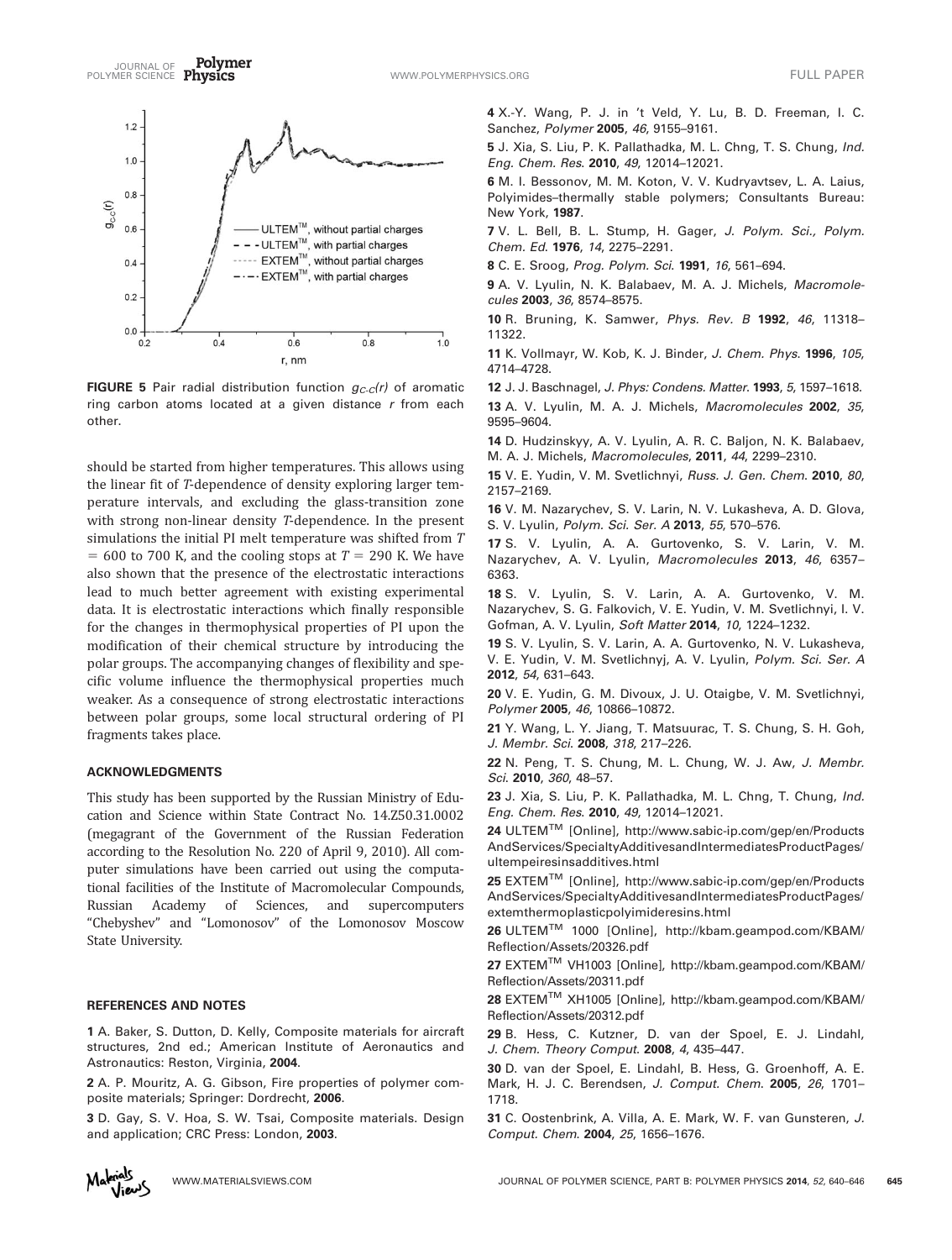FIGURE 5 Pair radial distribution function $g_{C-C}(r)$ of aromatic ring carbon atoms located at a given distance $r$ from each other.

should be started from higher temperatures. This allows using the linear fit of *T*-dependence of density exploring larger temperature intervals, and excluding the glass-transition zone with strong non-linear density *T*-dependence. In the present simulations the initial PI melt temperature was shifted from $T = 600$ to 700 K, and the cooling stops at $T = 290$ K. We have also shown that the presence of the electrostatic interactions lead to much better agreement with existing experimental data. It is electrostatic interactions which finally responsible for the changes in thermophysical properties of PI upon the modification of their chemical structure by introducing the polar groups. The accompanying changes of flexibility and specific volume influence the thermophysical properties much weaker. As a consequence of strong electrostatic interactions between polar groups, some local structural ordering of PI fragments takes place.

## ACKNOWLEDGMENTS

This study has been supported by the Russian Ministry of Education and Science within State Contract No. 14.Z50.31.0002 (megagrant of the Government of the Russian Federation according to the Resolution No. 220 of April 9, 2010). All computer simulations have been carried out using the computational facilities of the Institute of Macromolecular Compounds, Russian Academy of Sciences, and supercomputers "Chebyshev" and "Lomonosov" of the Lomonosov Moscow State University.

## REFERENCES AND NOTES

1 A. Baker, S. Dutton, D. Kelly, Composite materials for aircraft structures, 2nd ed.; American Institute of Aeronautics and Astronautics: Reston, Virginia, **2004**.

2 A. P. Mouritz, A. G. Gibson, Fire properties of polymer composite materials; Springer: Dordrecht, **2006**.

3 D. Gay, S. V. Hoa, S. W. Tsai, Composite materials. Design and application; CRC Press: London, **2003**.

4 X.-Y. Wang, P. J. in 't Veld, Y. Lu, B. D. Freeman, I. C. Sanchez, *Polymer* **2005**, *46*, 9155–9161.

5 J. Xia, S. Liu, P. K. Pallathadka, M. L. Chng, T. S. Chung, *Ind. Eng. Chem. Res.* **2010**, *49*, 12014–12021.

6 M. I. Bessonov, M. M. Koton, V. V. Kudryavtsev, L. A. Laius, Polyimides–thermally stable polymers; Consultants Bureau: New York, **1987**.

7 V. L. Bell, B. L. Stump, H. Gager, *J. Polym. Sci., Polym. Chem. Ed.* **1976**, *14*, 2275–2291.

8 C. E. Sroog, *Prog. Polym. Sci.* **1991**, *16*, 561–694.

9 A. V. Lyulin, N. K. Balabaev, M. A. J. Michels, *Macromolecules* **2003**, *36*, 8574–8575.

10 R. Bruning, K. Samwer, *Phys. Rev. B* **1992**, *46*, 11318–11322.

11 K. Vollmayr, W. Kob, K. J. Binder, *J. Chem. Phys.* **1996**, *105*, 4714–4728.

12 J. J. Baschnagel, *J. Phys: Condens. Matter.* **1993**, *5*, 1597–1618.

13 A. V. Lyulin, M. A. J. Michels, *Macromolecules* **2002**, *35*, 9595–9604.

14 D. Hudzinskyy, A. V. Lyulin, A. R. C. Baljon, N. K. Balabaev, M. A. J. Michels, *Macromolecules*, **2011**, *44*, 2299–2310.

15 V. E. Yudin, V. M. Svetlichnyi, *Russ. J. Gen. Chem.* **2010**, *80*, 2157–2169.

16 V. M. Nazarychev, S. V. Larin, N. V. Lukasheva, A. D. Glova, S. V. Lyulin, *Polym. Sci. Ser. A* **2013**, *55*, 570–576.

17 S. V. Lyulin, A. A. Gurtovenko, S. V. Larin, V. M. Nazarychev, A. V. Lyulin, *Macromolecules* **2013**, *46*, 6357–6363.

18 S. V. Lyulin, S. V. Larin, A. A. Gurtovenko, V. M. Nazarychev, S. G. Falkovich, V. E. Yudin, V. M. Svetlichnyi, I. V. Gofman, A. V. Lyulin, *Soft Matter* **2014**, *10*, 1224–1232.

19 S. V. Lyulin, S. V. Larin, A. A. Gurtovenko, N. V. Lukasheva, V. E. Yudin, V. M. Svetlichnyj, A. V. Lyulin, *Polym. Sci. Ser. A* **2012**, *54*, 631–643.

20 V. E. Yudin, G. M. Divoux, J. U. Otaigbe, V. M. Svetlichnyi, *Polymer* **2005**, *46*, 10866–10872.

21 Y. Wang, L. Y. Jiang, T. Matsuurac, T. S. Chung, S. H. Goh, *J. Membr. Sci.* **2008**, *318*, 217–226.

22 N. Peng, T. S. Chung, M. L. Chung, W. J. Aw, *J. Membr. Sci.* **2010**, *360*, 48–57.

23 J. Xia, S. Liu, P. K. Pallathadka, M. L. Chng, T. Chung, *Ind. Eng. Chem. Res.* **2010**, *49*, 12014–12021.

24 ULTEM™ [Online], http://www.sabic-ip.com/gep/en/ProductsAndServices/SpecialtyAdditivesandIntermediatesProductPages/ultempeiresinsadditives.html

25 EXTEM™ [Online], http://www.sabic-ip.com/gep/en/ProductsAndServices/SpecialtyAdditivesandIntermediatesProductPages/extemthermoplasticpolyimideresins.html

26 ULTEM™ 1000 [Online], http://kbam.geampod.com/KBAM/Reflection/Assets/20326.pdf

27 EXTEM™ VH1003 [Online], http://kbam.geampod.com/KBAM/Reflection/Assets/20311.pdf

28 EXTEM™ XH1005 [Online], http://kbam.geampod.com/KBAM/Reflection/Assets/20312.pdf

29 B. Hess, C. Kutzner, D. van der Spoel, E. J. Lindahl, *J. Chem. Theory Comput.* **2008**, *4*, 435–447.

30 D. van der Spoel, E. Lindahl, B. Hess, G. Groenhoff, A. E. Mark, H. J. C. Berendsen, *J. Comput. Chem.* **2005**, *26*, 1701–1718.

31 C. Oostenbrink, A. Villa, A. E. Mark, W. F. van Gunsteren, *J. Comput. Chem.* **2004**, *25*, 1656–1676.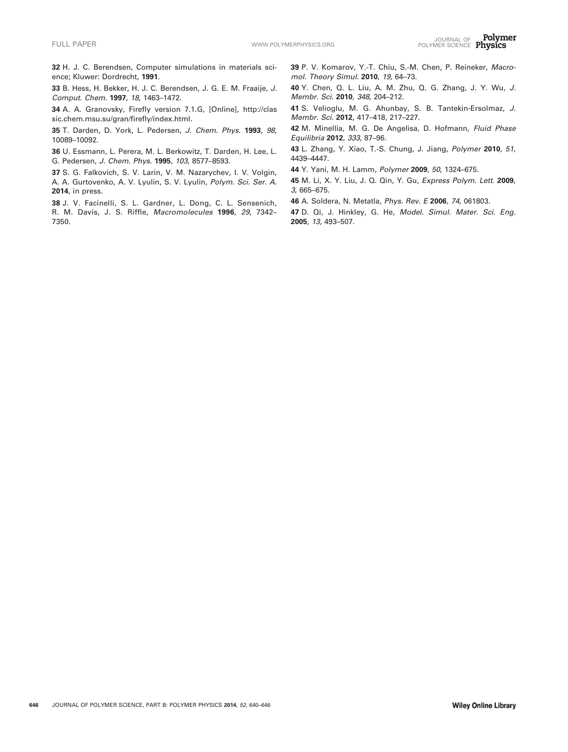32 H. J. C. Berendsen, Computer simulations in materials science; Kluwer: Dordrecht, **1991**.

33 B. Hess, H. Bekker, H. J. C. Berendsen, J. G. E. M. Fraaije, *J. Comput. Chem.* **1997**, *18*, 1463–1472.

34 A. A. Granovsky, Firefly version 7.1.G, [Online], http://classic.chem.msu.su/gran/firefly/index.html.

35 T. Darden, D. York, L. Pedersen, *J. Chem. Phys.* **1993**, *98*, 10089–10092.

36 U. Essmann, L. Perera, M. L. Berkowitz, T. Darden, H. Lee, L. G. Pedersen, *J. Chem. Phys.* **1995**, *103*, 8577–8593.

37 S. G. Falkovich, S. V. Larin, V. M. Nazarychev, I. V. Volgin, A. A. Gurtovenko, A. V. Lyulin, S. V. Lyulin, *Polym. Sci. Ser. A.* **2014**, in press.

38 J. V. Facinelli, S. L. Gardner, L. Dong, C. L. Sensenich, R. M. Davis, J. S. Riffle, *Macromolecules* **1996**, *29*, 7342–7350.

39 P. V. Komarov, Y.-T. Chiu, S.-M. Chen, P. Reineker, *Macromol. Theory Simul.* **2010**, *19*, 64–73.

40 Y. Chen, Q. L. Liu, A. M. Zhu, Q. G. Zhang, J. Y. Wu, *J. Membr. Sci.* **2010**, *348*, 204–212.

41 S. Velioglu, M. G. Ahunbay, S. B. Tantekin-Ersolmaz, *J. Membr. Sci.* **2012**, 417–418, 217–227.

42 M. Minellia, M. G. De Angelisa, D. Hofmann, *Fluid Phase Equilibria* **2012**, *333*, 87–96.

43 L. Zhang, Y. Xiao, T.-S. Chung, J. Jiang, *Polymer* **2010**, *51*, 4439–4447.

44 Y. Yani, M. H. Lamm, *Polymer* **2009**, *50*, 1324–675.

45 M. Li, X. Y. Liu, J. Q. Qin, Y. Gu, *Express Polym. Lett.* **2009**, *3*, 665–675.

46 A. Soldera, N. Metatla, *Phys. Rev. E* **2006**, *74*, 061803.

47 D. Qi, J. Hinkley, G. He, *Model. Simul. Mater. Sci. Eng.* **2005**, *13*, 493–507.